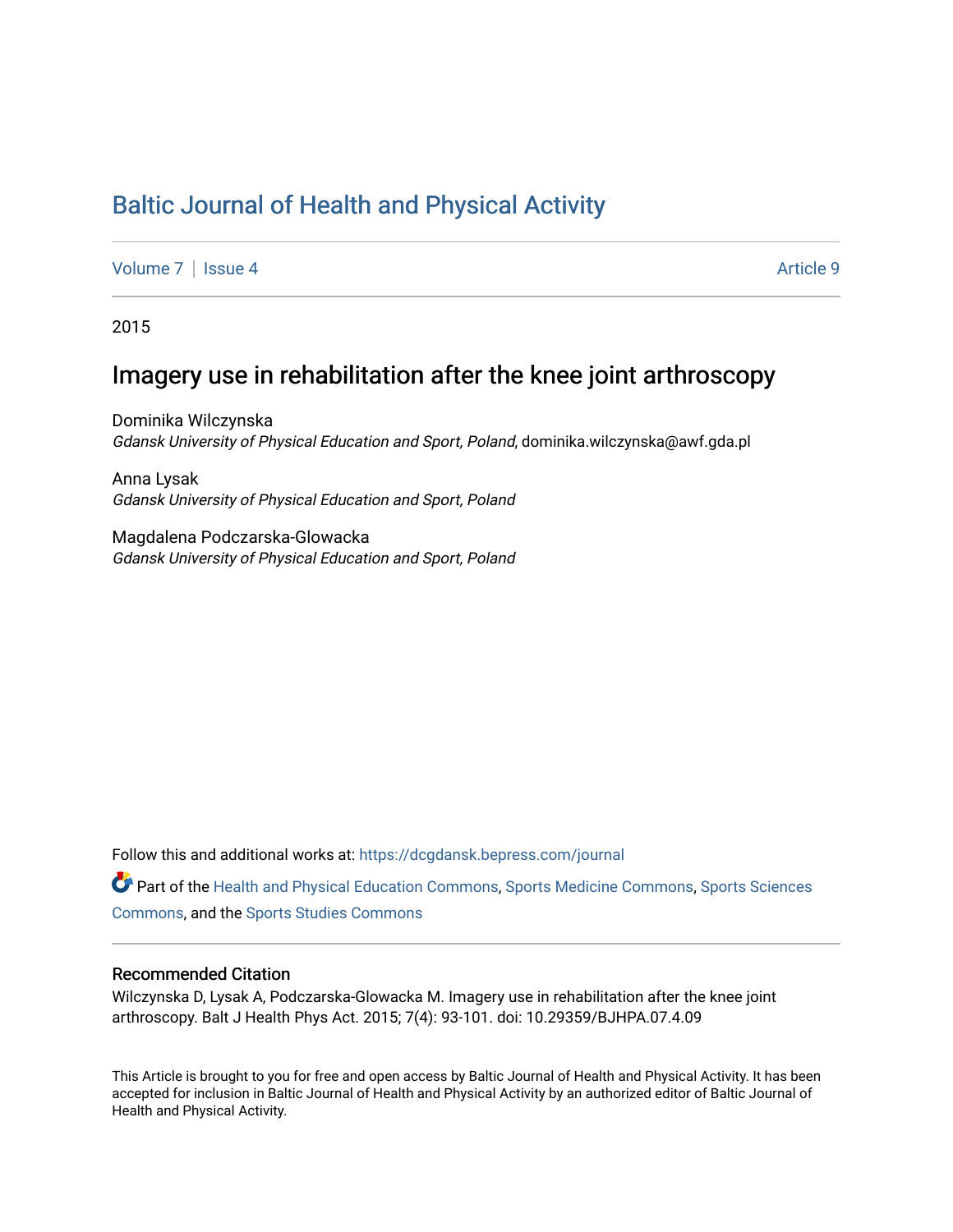# Baltic Journal of Health and Physical Activity

Volume 7 | Issue 4 | Article 9

2015

## Imagery use in rehabilitation after the knee joint arthroscopy

Dominika Wilczynska
*Gdansk University of Physical Education and Sport, Poland*, dominika.wilczynska@awf.gda.pl

Anna Lysak
*Gdansk University of Physical Education and Sport, Poland*

Magdalena Podczarska-Glowacka
*Gdansk University of Physical Education and Sport, Poland*

Follow this and additional works at: https://dcgdansk.bepress.com/journal

Part of the Health and Physical Education Commons, Sports Medicine Commons, Sports Sciences Commons, and the Sports Studies Commons

### Recommended Citation

Wilczynska D, Lysak A, Podczarska-Glowacka M. Imagery use in rehabilitation after the knee joint arthroscopy. Balt J Health Phys Act. 2015; 7(4): 93-101. doi: 10.29359/BJHPA.07.4.09

This Article is brought to you for free and open access by Baltic Journal of Health and Physical Activity. It has been accepted for inclusion in Baltic Journal of Health and Physical Activity by an authorized editor of Baltic Journal of Health and Physical Activity.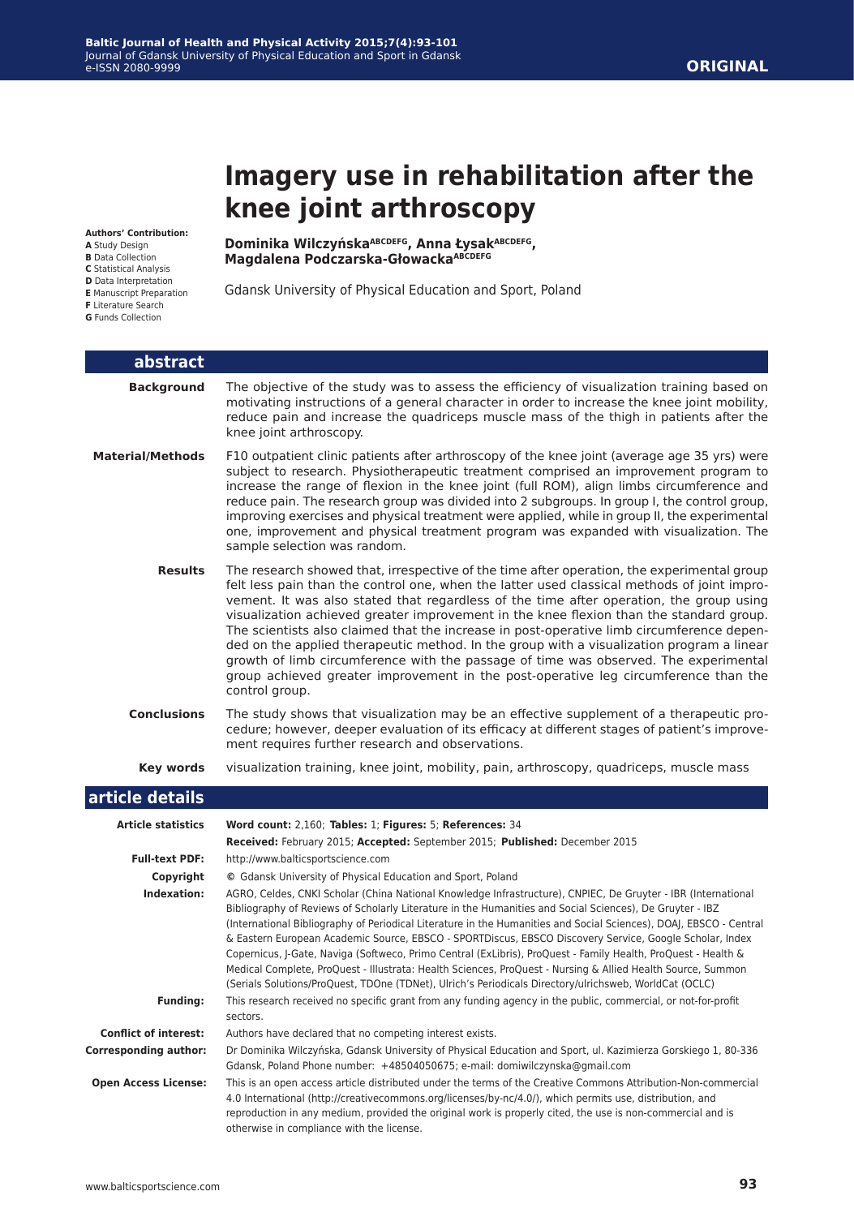# Imagery use in rehabilitation after the knee joint arthroscopy

**Dominika Wilczyńska[ABCDEFG], Anna Łysak[ABCDEFG], Magdalena Podczarska-Głowacka[ABCDEFG]**

Gdansk University of Physical Education and Sport, Poland

**Authors' Contribution:**
**A** Study Design
**B** Data Collection
**C** Statistical Analysis
**D** Data Interpretation
**E** Manuscript Preparation
**F** Literature Search
**G** Funds Collection

## abstract

**Background**

The objective of the study was to assess the efficiency of visualization training based on motivating instructions of a general character in order to increase the knee joint mobility, reduce pain and increase the quadriceps muscle mass of the thigh in patients after the knee joint arthroscopy.

**Material/Methods**

F10 outpatient clinic patients after arthroscopy of the knee joint (average age 35 yrs) were subject to research. Physiotherapeutic treatment comprised an improvement program to increase the range of flexion in the knee joint (full ROM), align limbs circumference and reduce pain. The research group was divided into 2 subgroups. In group I, the control group, improving exercises and physical treatment were applied, while in group II, the experimental one, improvement and physical treatment program was expanded with visualization. The sample selection was random.

**Results**

The research showed that, irrespective of the time after operation, the experimental group felt less pain than the control one, when the latter used classical methods of joint improvement. It was also stated that regardless of the time after operation, the group using visualization achieved greater improvement in the knee flexion than the standard group. The scientists also claimed that the increase in post-operative limb circumference depended on the applied therapeutic method. In the group with a visualization program a linear growth of limb circumference with the passage of time was observed. The experimental group achieved greater improvement in the post-operative leg circumference than the control group.

**Conclusions**

The study shows that visualization may be an effective supplement of a therapeutic procedure; however, deeper evaluation of its efficacy at different stages of patient's improvement requires further research and observations.

**Key words**

visualization training, knee joint, mobility, pain, arthroscopy, quadriceps, muscle mass

## article details

**Article statistics**

**Word count:** 2,160; **Tables:** 1; **Figures:** 5; **References:** 34

**Received:** February 2015; **Accepted:** September 2015; **Published:** December 2015

**Full-text PDF:** http://www.balticsportscience.com

**Copyright** © Gdansk University of Physical Education and Sport, Poland

**Indexation:** AGRO, Celdes, CNKI Scholar (China National Knowledge Infrastructure), CNPIEC, De Gruyter - IBR (International Bibliography of Reviews of Scholarly Literature in the Humanities and Social Sciences), De Gruyter - IBZ (International Bibliography of Periodical Literature in the Humanities and Social Sciences), DOAJ, EBSCO - Central & Eastern European Academic Source, EBSCO - SPORTDiscus, EBSCO Discovery Service, Google Scholar, Index Copernicus, J-Gate, Naviga (Softweco, Primo Central (ExLibris), ProQuest - Family Health, ProQuest - Health & Medical Complete, ProQuest - Illustrata: Health Sciences, ProQuest - Nursing & Allied Health Source, Summon (Serials Solutions/ProQuest, TDOne (TDNet), Ulrich's Periodicals Directory/ulrichsweb, WorldCat (OCLC)

**Funding:** This research received no specific grant from any funding agency in the public, commercial, or not-for-profit sectors.

**Conflict of interest:** Authors have declared that no competing interest exists.

**Corresponding author:** Dr Dominika Wilczyńska, Gdansk University of Physical Education and Sport, ul. Kazimierza Gorskiego 1, 80-336 Gdansk, Poland Phone number: +48504050675; e-mail: domiwilczynska@gmail.com

**Open Access License:** This is an open access article distributed under the terms of the Creative Commons Attribution-Non-commercial 4.0 International (http://creativecommons.org/licenses/by-nc/4.0/), which permits use, distribution, and reproduction in any medium, provided the original work is properly cited, the use is non-commercial and is otherwise in compliance with the license.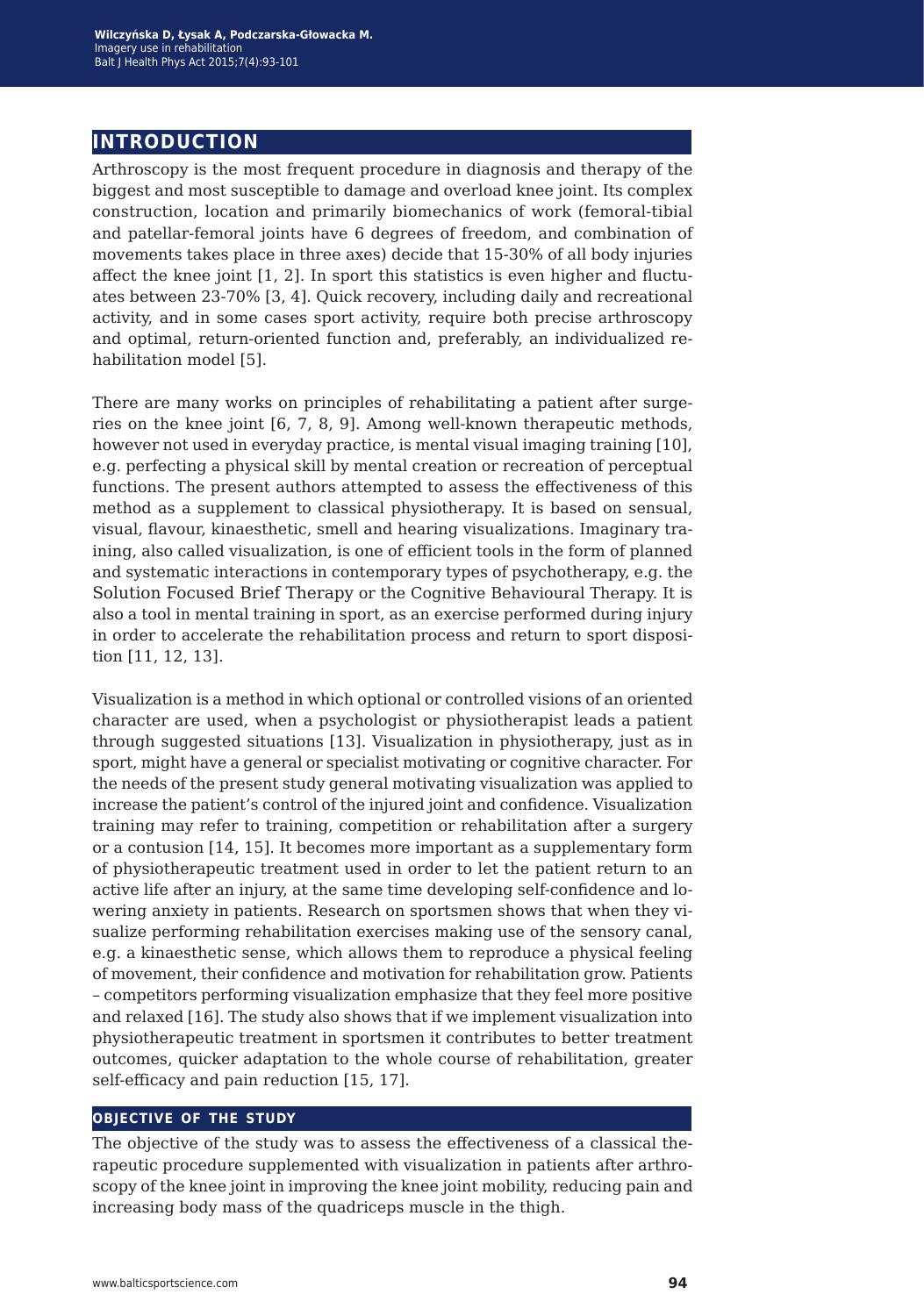## INTRODUCTION

Arthroscopy is the most frequent procedure in diagnosis and therapy of the biggest and most susceptible to damage and overload knee joint. Its complex construction, location and primarily biomechanics of work (femoral-tibial and patellar-femoral joints have 6 degrees of freedom, and combination of movements takes place in three axes) decide that 15-30% of all body injuries affect the knee joint [1, 2]. In sport this statistics is even higher and fluctuates between 23-70% [3, 4]. Quick recovery, including daily and recreational activity, and in some cases sport activity, require both precise arthroscopy and optimal, return-oriented function and, preferably, an individualized rehabilitation model [5].

There are many works on principles of rehabilitating a patient after surgeries on the knee joint [6, 7, 8, 9]. Among well-known therapeutic methods, however not used in everyday practice, is mental visual imaging training [10], e.g. perfecting a physical skill by mental creation or recreation of perceptual functions. The present authors attempted to assess the effectiveness of this method as a supplement to classical physiotherapy. It is based on sensual, visual, flavour, kinaesthetic, smell and hearing visualizations. Imaginary training, also called visualization, is one of efficient tools in the form of planned and systematic interactions in contemporary types of psychotherapy, e.g. the Solution Focused Brief Therapy or the Cognitive Behavioural Therapy. It is also a tool in mental training in sport, as an exercise performed during injury in order to accelerate the rehabilitation process and return to sport disposition [11, 12, 13].

Visualization is a method in which optional or controlled visions of an oriented character are used, when a psychologist or physiotherapist leads a patient through suggested situations [13]. Visualization in physiotherapy, just as in sport, might have a general or specialist motivating or cognitive character. For the needs of the present study general motivating visualization was applied to increase the patient's control of the injured joint and confidence. Visualization training may refer to training, competition or rehabilitation after a surgery or a contusion [14, 15]. It becomes more important as a supplementary form of physiotherapeutic treatment used in order to let the patient return to an active life after an injury, at the same time developing self-confidence and lowering anxiety in patients. Research on sportsmen shows that when they visualize performing rehabilitation exercises making use of the sensory canal, e.g. a kinaesthetic sense, which allows them to reproduce a physical feeling of movement, their confidence and motivation for rehabilitation grow. Patients – competitors performing visualization emphasize that they feel more positive and relaxed [16]. The study also shows that if we implement visualization into physiotherapeutic treatment in sportsmen it contributes to better treatment outcomes, quicker adaptation to the whole course of rehabilitation, greater self-efficacy and pain reduction [15, 17].

### OBJECTIVE OF THE STUDY

The objective of the study was to assess the effectiveness of a classical therapeutic procedure supplemented with visualization in patients after arthroscopy of the knee joint in improving the knee joint mobility, reducing pain and increasing body mass of the quadriceps muscle in the thigh.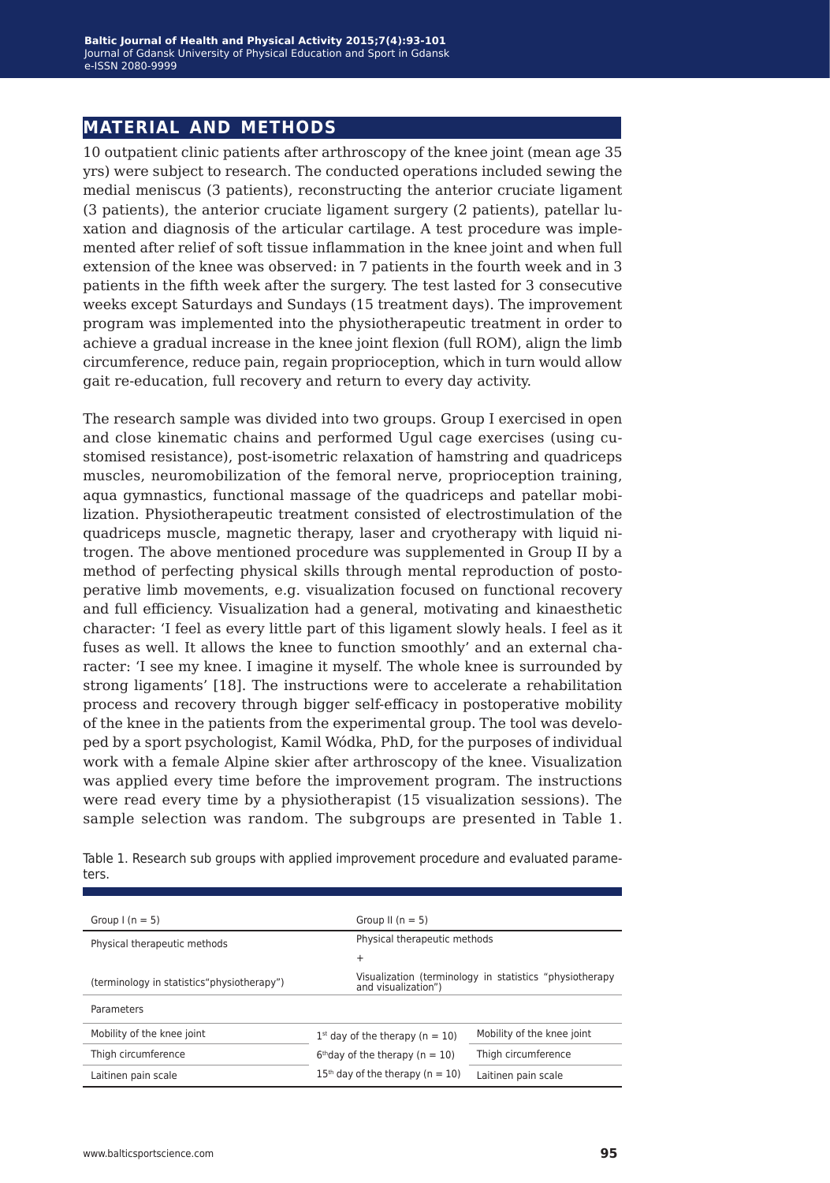## MATERIAL AND METHODS

10 outpatient clinic patients after arthroscopy of the knee joint (mean age 35 yrs) were subject to research. The conducted operations included sewing the medial meniscus (3 patients), reconstructing the anterior cruciate ligament (3 patients), the anterior cruciate ligament surgery (2 patients), patellar luxation and diagnosis of the articular cartilage. A test procedure was implemented after relief of soft tissue inflammation in the knee joint and when full extension of the knee was observed: in 7 patients in the fourth week and in 3 patients in the fifth week after the surgery. The test lasted for 3 consecutive weeks except Saturdays and Sundays (15 treatment days). The improvement program was implemented into the physiotherapeutic treatment in order to achieve a gradual increase in the knee joint flexion (full ROM), align the limb circumference, reduce pain, regain proprioception, which in turn would allow gait re-education, full recovery and return to every day activity.

The research sample was divided into two groups. Group I exercised in open and close kinematic chains and performed Ugul cage exercises (using customised resistance), post-isometric relaxation of hamstring and quadriceps muscles, neuromobilization of the femoral nerve, proprioception training, aqua gymnastics, functional massage of the quadriceps and patellar mobilization. Physiotherapeutic treatment consisted of electrostimulation of the quadriceps muscle, magnetic therapy, laser and cryotherapy with liquid nitrogen. The above mentioned procedure was supplemented in Group II by a method of perfecting physical skills through mental reproduction of postoperative limb movements, e.g. visualization focused on functional recovery and full efficiency. Visualization had a general, motivating and kinaesthetic character: 'I feel as every little part of this ligament slowly heals. I feel as it fuses as well. It allows the knee to function smoothly' and an external character: 'I see my knee. I imagine it myself. The whole knee is surrounded by strong ligaments' [18]. The instructions were to accelerate a rehabilitation process and recovery through bigger self-efficacy in postoperative mobility of the knee in the patients from the experimental group. The tool was developed by a sport psychologist, Kamil Wódka, PhD, for the purposes of individual work with a female Alpine skier after arthroscopy of the knee. Visualization was applied every time before the improvement program. The instructions were read every time by a physiotherapist (15 visualization sessions). The sample selection was random. The subgroups are presented in Table 1.

Table 1. Research sub groups with applied improvement procedure and evaluated parameters.

| Group I (n = 5) | Group II (n = 5) | |
|---|---|---|
| Physical therapeutic methods | Physical therapeutic methods | |
| | + | |
| (terminology in statistics "physiotherapy") | Visualization (terminology in statistics "physiotherapy and visualization") | |
| Parameters | | |
| Mobility of the knee joint | 1st day of the therapy (n = 10) | Mobility of the knee joint |
| Thigh circumference | 6th day of the therapy (n = 10) | Thigh circumference |
| Laitinen pain scale | 15th day of the therapy (n = 10) | Laitinen pain scale |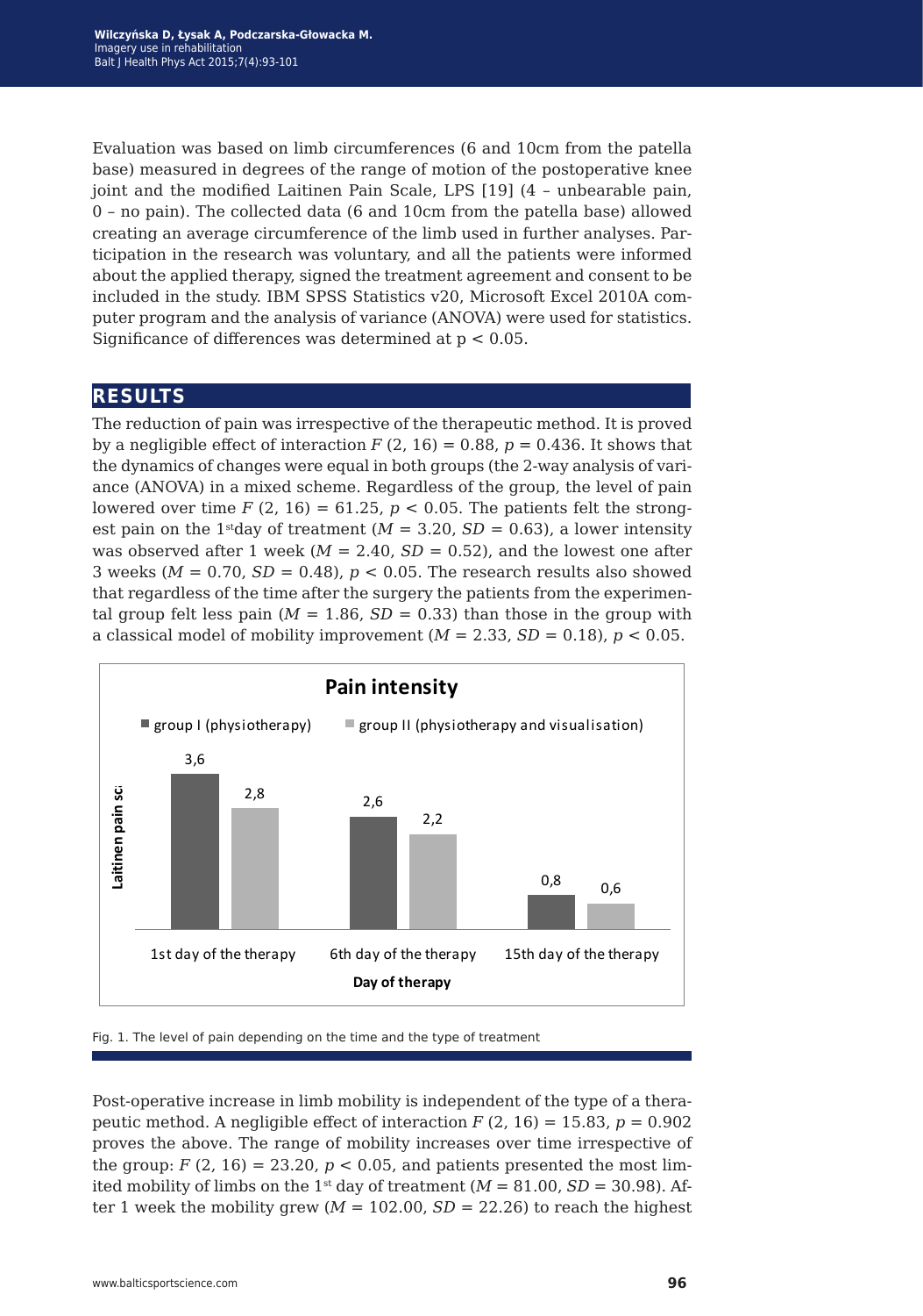Evaluation was based on limb circumferences (6 and 10cm from the patella base) measured in degrees of the range of motion of the postoperative knee joint and the modified Laitinen Pain Scale, LPS [19] (4 – unbearable pain, 0 – no pain). The collected data (6 and 10cm from the patella base) allowed creating an average circumference of the limb used in further analyses. Participation in the research was voluntary, and all the patients were informed about the applied therapy, signed the treatment agreement and consent to be included in the study. IBM SPSS Statistics v20, Microsoft Excel 2010A computer program and the analysis of variance (ANOVA) were used for statistics. Significance of differences was determined at $p < 0.05$.

## RESULTS

The reduction of pain was irrespective of the therapeutic method. It is proved by a negligible effect of interaction $F(2, 16) = 0.88$, $p = 0.436$. It shows that the dynamics of changes were equal in both groups (the 2-way analysis of variance (ANOVA) in a mixed scheme. Regardless of the group, the level of pain lowered over time $F(2, 16) = 61.25$, $p < 0.05$. The patients felt the strongest pain on the 1[st] day of treatment ($M = 3.20$, $SD = 0.63$), a lower intensity was observed after 1 week ($M = 2.40$, $SD = 0.52$), and the lowest one after 3 weeks ($M = 0.70$, $SD = 0.48$), $p < 0.05$. The research results also showed that regardless of the time after the surgery the patients from the experimental group felt less pain ($M = 1.86$, $SD = 0.33$) than those in the group with a classical model of mobility improvement ($M = 2.33$, $SD = 0.18$), $p < 0.05$.

**Pain intensity**

| Day of therapy | group I (physiotherapy) | group II (physiotherapy and visualisation) |
|---|---|---|
| 1st day of the therapy | 3,6 | 2,8 |
| 6th day of the therapy | 2,6 | 2,2 |
| 15th day of the therapy | 0,8 | 0,6 |

Fig. 1. The level of pain depending on the time and the type of treatment

Post-operative increase in limb mobility is independent of the type of a therapeutic method. A negligible effect of interaction $F(2, 16) = 15.83$, $p = 0.902$ proves the above. The range of mobility increases over time irrespective of the group: $F(2, 16) = 23.20$, $p < 0.05$, and patients presented the most limited mobility of limbs on the 1[st] day of treatment ($M = 81.00$, $SD = 30.98$). After 1 week the mobility grew ($M = 102.00$, $SD = 22.26$) to reach the highest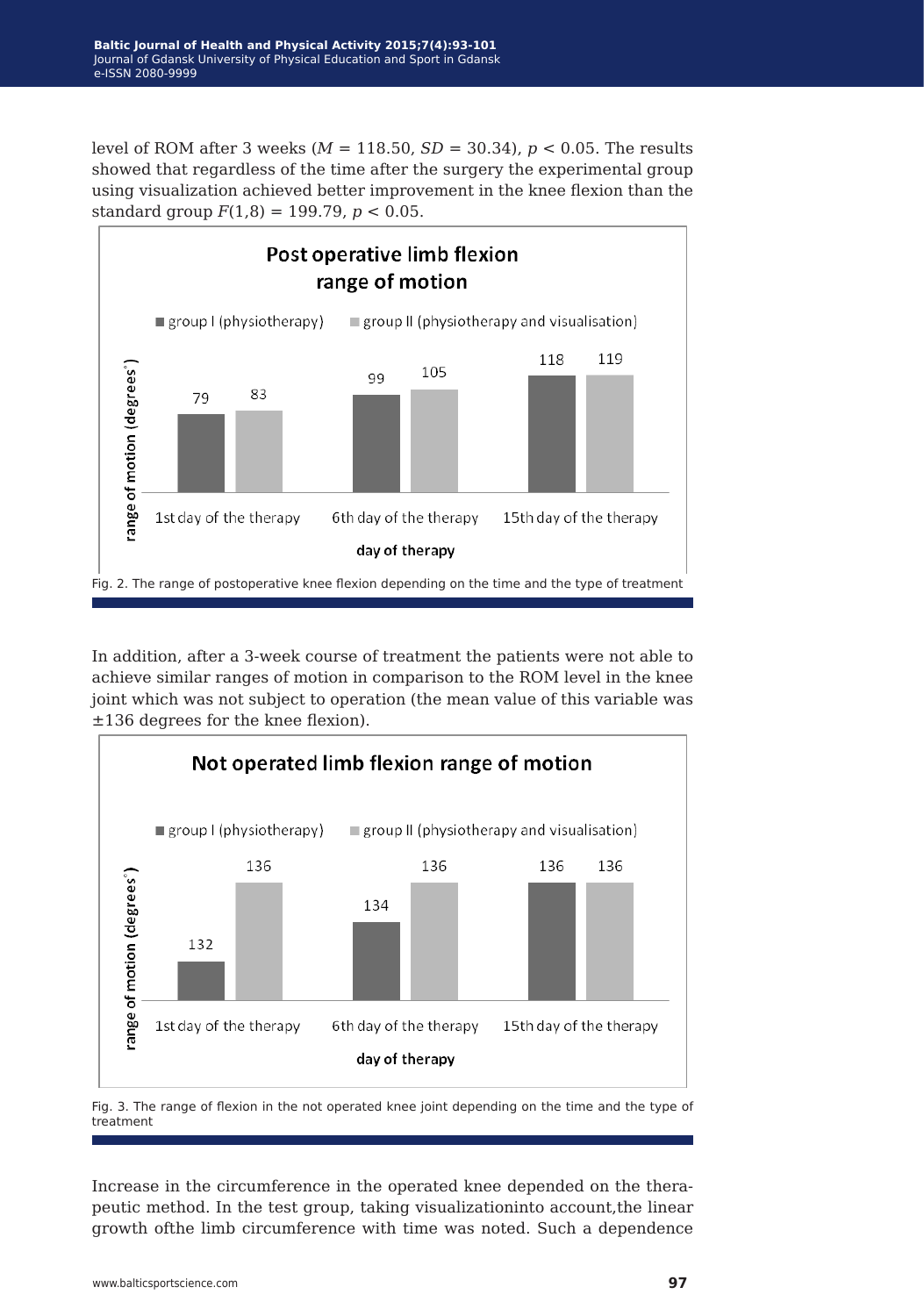level of ROM after 3 weeks ($M = 118.50$, $SD = 30.34$), $p < 0.05$. The results showed that regardless of the time after the surgery the experimental group using visualization achieved better improvement in the knee flexion than the standard group $F(1,8) = 199.79$, $p < 0.05$.

Fig. 2. The range of postoperative knee flexion depending on the time and the type of treatment

In addition, after a 3-week course of treatment the patients were not able to achieve similar ranges of motion in comparison to the ROM level in the knee joint which was not subject to operation (the mean value of this variable was ±136 degrees for the knee flexion).

Fig. 3. The range of flexion in the not operated knee joint depending on the time and the type of treatment

Increase in the circumference in the operated knee depended on the therapeutic method. In the test group, taking visualizationinto account,the linear growth ofthe limb circumference with time was noted. Such a dependence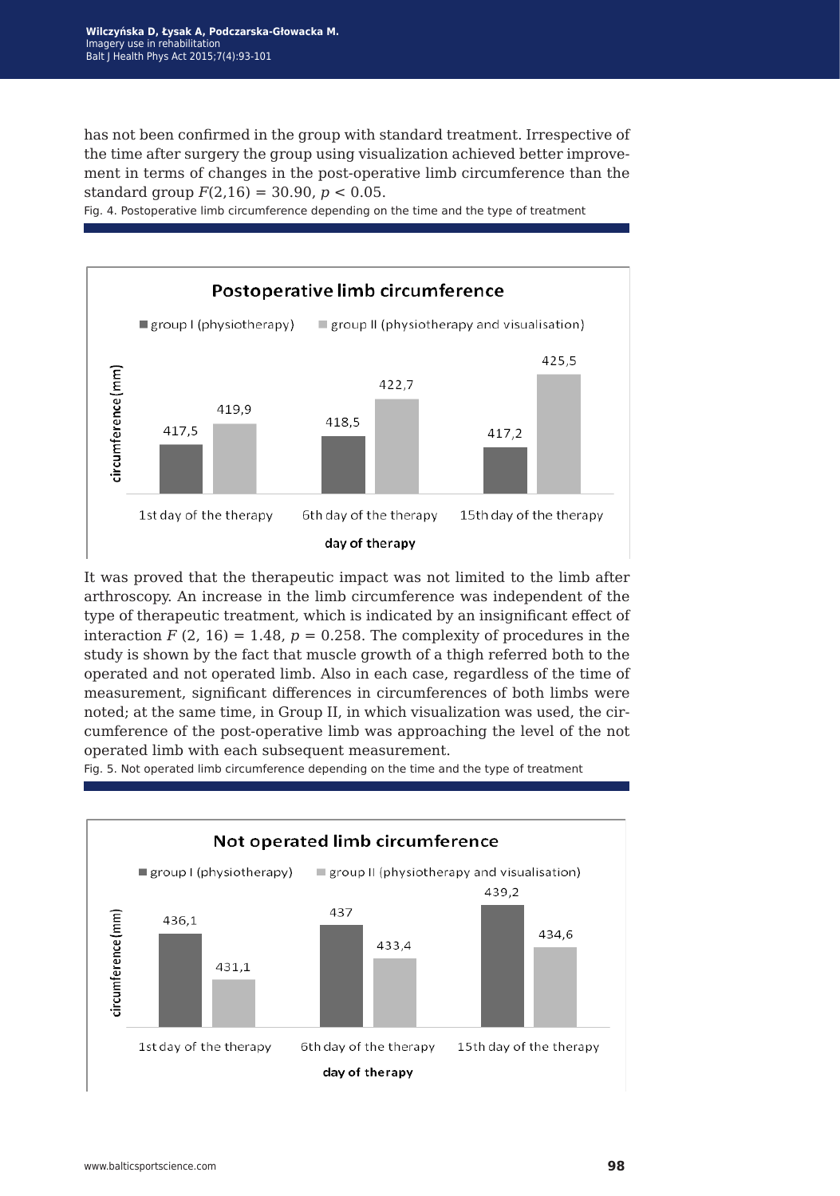has not been confirmed in the group with standard treatment. Irrespective of the time after surgery the group using visualization achieved better improvement in terms of changes in the post-operative limb circumference than the standard group $F(2,16) = 30.90$, $p < 0.05$.

Fig. 4. Postoperative limb circumference depending on the time and the type of treatment

**Postoperative limb circumference**

| day of therapy | group I (physiotherapy) | group II (physiotherapy and visualisation) |
|---|---|---|
| 1st day of the therapy | 417,5 | 419,9 |
| 6th day of the therapy | 418,5 | 422,7 |
| 15th day of the therapy | 417,2 | 425,5 |

circumference (mm)

It was proved that the therapeutic impact was not limited to the limb after arthroscopy. An increase in the limb circumference was independent of the type of therapeutic treatment, which is indicated by an insignificant effect of interaction $F(2, 16) = 1.48$, $p = 0.258$. The complexity of procedures in the study is shown by the fact that muscle growth of a thigh referred both to the operated and not operated limb. Also in each case, regardless of the time of measurement, significant differences in circumferences of both limbs were noted; at the same time, in Group II, in which visualization was used, the circumference of the post-operative limb was approaching the level of the not operated limb with each subsequent measurement.

Fig. 5. Not operated limb circumference depending on the time and the type of treatment

**Not operated limb circumference**

| day of therapy | group I (physiotherapy) | group II (physiotherapy and visualisation) |
|---|---|---|
| 1st day of the therapy | 436,1 | 431,1 |
| 6th day of the therapy | 437 | 433,4 |
| 15th day of the therapy | 439,2 | 434,6 |

circumference (mm)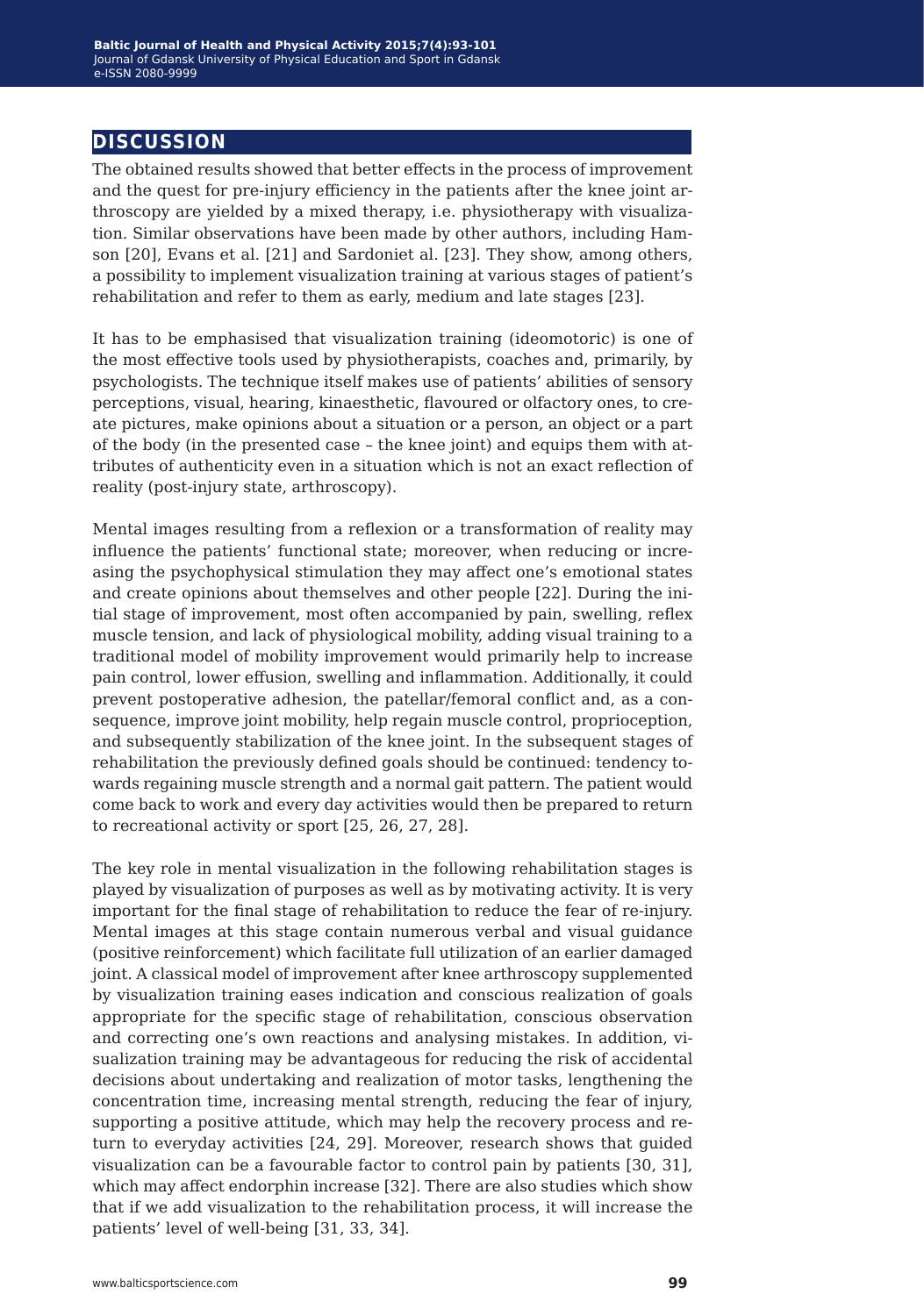## DISCUSSION

The obtained results showed that better effects in the process of improvement and the quest for pre-injury efficiency in the patients after the knee joint arthroscopy are yielded by a mixed therapy, i.e. physiotherapy with visualization. Similar observations have been made by other authors, including Hamson [20], Evans et al. [21] and Sardoniet al. [23]. They show, among others, a possibility to implement visualization training at various stages of patient's rehabilitation and refer to them as early, medium and late stages [23].

It has to be emphasised that visualization training (ideomotoric) is one of the most effective tools used by physiotherapists, coaches and, primarily, by psychologists. The technique itself makes use of patients' abilities of sensory perceptions, visual, hearing, kinaesthetic, flavoured or olfactory ones, to create pictures, make opinions about a situation or a person, an object or a part of the body (in the presented case – the knee joint) and equips them with attributes of authenticity even in a situation which is not an exact reflection of reality (post-injury state, arthroscopy).

Mental images resulting from a reflexion or a transformation of reality may influence the patients' functional state; moreover, when reducing or increasing the psychophysical stimulation they may affect one's emotional states and create opinions about themselves and other people [22]. During the initial stage of improvement, most often accompanied by pain, swelling, reflex muscle tension, and lack of physiological mobility, adding visual training to a traditional model of mobility improvement would primarily help to increase pain control, lower effusion, swelling and inflammation. Additionally, it could prevent postoperative adhesion, the patellar/femoral conflict and, as a consequence, improve joint mobility, help regain muscle control, proprioception, and subsequently stabilization of the knee joint. In the subsequent stages of rehabilitation the previously defined goals should be continued: tendency towards regaining muscle strength and a normal gait pattern. The patient would come back to work and every day activities would then be prepared to return to recreational activity or sport [25, 26, 27, 28].

The key role in mental visualization in the following rehabilitation stages is played by visualization of purposes as well as by motivating activity. It is very important for the final stage of rehabilitation to reduce the fear of re-injury. Mental images at this stage contain numerous verbal and visual guidance (positive reinforcement) which facilitate full utilization of an earlier damaged joint. A classical model of improvement after knee arthroscopy supplemented by visualization training eases indication and conscious realization of goals appropriate for the specific stage of rehabilitation, conscious observation and correcting one's own reactions and analysing mistakes. In addition, visualization training may be advantageous for reducing the risk of accidental decisions about undertaking and realization of motor tasks, lengthening the concentration time, increasing mental strength, reducing the fear of injury, supporting a positive attitude, which may help the recovery process and return to everyday activities [24, 29]. Moreover, research shows that guided visualization can be a favourable factor to control pain by patients [30, 31], which may affect endorphin increase [32]. There are also studies which show that if we add visualization to the rehabilitation process, it will increase the patients' level of well-being [31, 33, 34].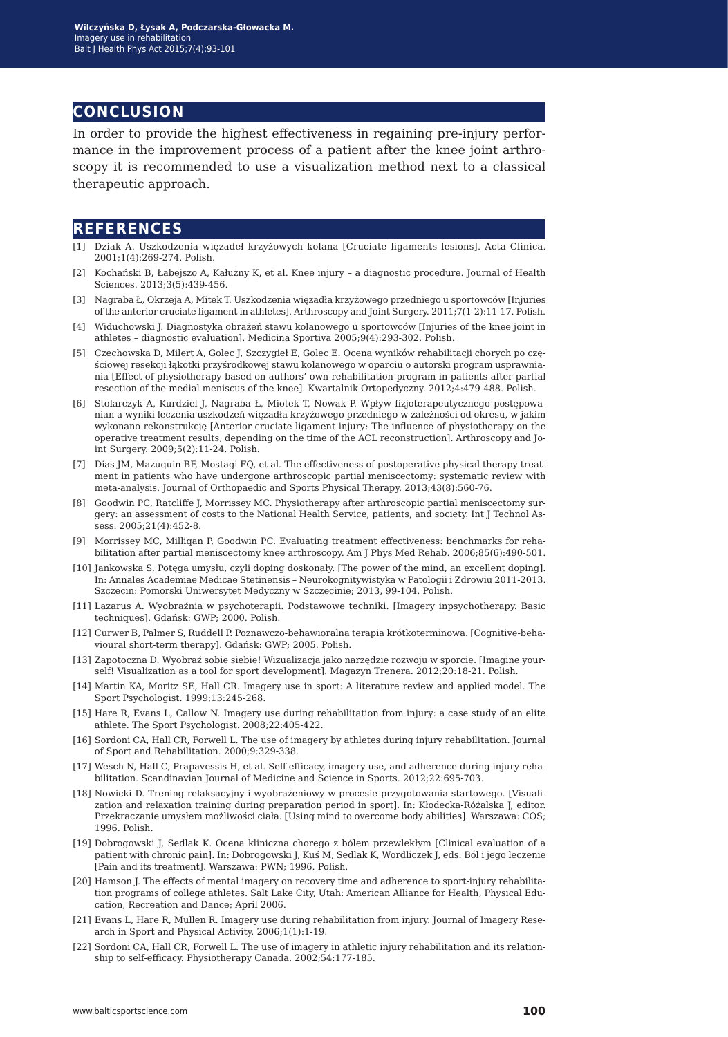## CONCLUSION

In order to provide the highest effectiveness in regaining pre-injury performance in the improvement process of a patient after the knee joint arthroscopy it is recommended to use a visualization method next to a classical therapeutic approach.

## REFERENCES

[1] Dziak A. Uszkodzenia więzadeł krzyżowych kolana [Cruciate ligaments lesions]. Acta Clinica. 2001;1(4):269-274. Polish.

[2] Kochański B, Łabejszo A, Kałużny K, et al. Knee injury – a diagnostic procedure. Journal of Health Sciences. 2013;3(5):439-456.

[3] Nagraba Ł, Okrzeja A, Mitek T. Uszkodzenia więzadła krzyżowego przedniego u sportowców [Injuries of the anterior cruciate ligament in athletes]. Arthroscopy and Joint Surgery. 2011;7(1-2):11-17. Polish.

[4] Widuchowski J. Diagnostyka obrażeń stawu kolanowego u sportowców [Injuries of the knee joint in athletes – diagnostic evaluation]. Medicina Sportiva 2005;9(4):293-302. Polish.

[5] Czechowska D, Milert A, Golec J, Szczygieł E, Golec E. Ocena wyników rehabilitacji chorych po częściowej resekcji łąkotki przyśrodkowej stawu kolanowego w oparciu o autorski program usprawniania [Effect of physiotherapy based on authors' own rehabilitation program in patients after partial resection of the medial meniscus of the knee]. Kwartalnik Ortopedyczny. 2012;4:479-488. Polish.

[6] Stolarczyk A, Kurdziel J, Nagraba Ł, Miotek T, Nowak P. Wpływ fizjoterapeutycznego postępowanian a wyniki leczenia uszkodzeń więzadła krzyżowego przedniego w zależności od okresu, w jakim wykonano rekonstrukcję [Anterior cruciate ligament injury: The influence of physiotherapy on the operative treatment results, depending on the time of the ACL reconstruction]. Arthroscopy and Joint Surgery. 2009;5(2):11-24. Polish.

[7] Dias JM, Mazuquin BF, Mostagi FQ, et al. The effectiveness of postoperative physical therapy treatment in patients who have undergone arthroscopic partial meniscectomy: systematic review with meta-analysis. Journal of Orthopaedic and Sports Physical Therapy. 2013;43(8):560-76.

[8] Goodwin PC, Ratcliffe J, Morrissey MC. Physiotherapy after arthroscopic partial meniscectomy surgery: an assessment of costs to the National Health Service, patients, and society. Int J Technol Assess. 2005;21(4):452-8.

[9] Morrissey MC, Milliqan P, Goodwin PC. Evaluating treatment effectiveness: benchmarks for rehabilitation after partial meniscectomy knee arthroscopy. Am J Phys Med Rehab. 2006;85(6):490-501.

[10] Jankowska S. Potęga umysłu, czyli doping doskonały. [The power of the mind, an excellent doping]. In: Annales Academiae Medicae Stetinensis – Neurokognitywistyka w Patologii i Zdrowiu 2011-2013. Szczecin: Pomorski Uniwersytet Medyczny w Szczecinie; 2013, 99-104. Polish.

[11] Lazarus A. Wyobraźnia w psychoterapii. Podstawowe techniki. [Imagery inpsychotherapy. Basic techniques]. Gdańsk: GWP; 2000. Polish.

[12] Curwer B, Palmer S, Ruddell P. Poznawczo-behawioralna terapia krótkoterminowa. [Cognitive-behavioural short-term therapy]. Gdańsk: GWP; 2005. Polish.

[13] Zapotoczna D. Wyobraź sobie siebie! Wizualizacja jako narzędzie rozwoju w sporcie. [Imagine yourself! Visualization as a tool for sport development]. Magazyn Trenera. 2012;20:18-21. Polish.

[14] Martin KA, Moritz SE, Hall CR. Imagery use in sport: A literature review and applied model. The Sport Psychologist. 1999;13:245-268.

[15] Hare R, Evans L, Callow N. Imagery use during rehabilitation from injury: a case study of an elite athlete. The Sport Psychologist. 2008;22:405-422.

[16] Sordoni CA, Hall CR, Forwell L. The use of imagery by athletes during injury rehabilitation. Journal of Sport and Rehabilitation. 2000;9:329-338.

[17] Wesch N, Hall C, Prapavessis H, et al. Self-efficacy, imagery use, and adherence during injury rehabilitation. Scandinavian Journal of Medicine and Science in Sports. 2012;22:695-703.

[18] Nowicki D. Trening relaksacyjny i wyobrażeniowy w procesie przygotowania startowego. [Visualization and relaxation training during preparation period in sport]. In: Kłodecka-Różalska J, editor. Przekraczanie umysłem możliwości ciała. [Using mind to overcome body abilities]. Warszawa: COS; 1996. Polish.

[19] Dobrogowski J, Sedlak K. Ocena kliniczna chorego z bólem przewlekłym [Clinical evaluation of a patient with chronic pain]. In: Dobrogowski J, Kuś M, Sedlak K, Wordliczek J, eds. Ból i jego leczenie [Pain and its treatment]. Warszawa: PWN; 1996. Polish.

[20] Hamson J. The effects of mental imagery on recovery time and adherence to sport-injury rehabilitation programs of college athletes. Salt Lake City, Utah: American Alliance for Health, Physical Education, Recreation and Dance; April 2006.

[21] Evans L, Hare R, Mullen R. Imagery use during rehabilitation from injury. Journal of Imagery Research in Sport and Physical Activity. 2006;1(1):1-19.

[22] Sordoni CA, Hall CR, Forwell L. The use of imagery in athletic injury rehabilitation and its relationship to self-efficacy. Physiotherapy Canada. 2002;54:177-185.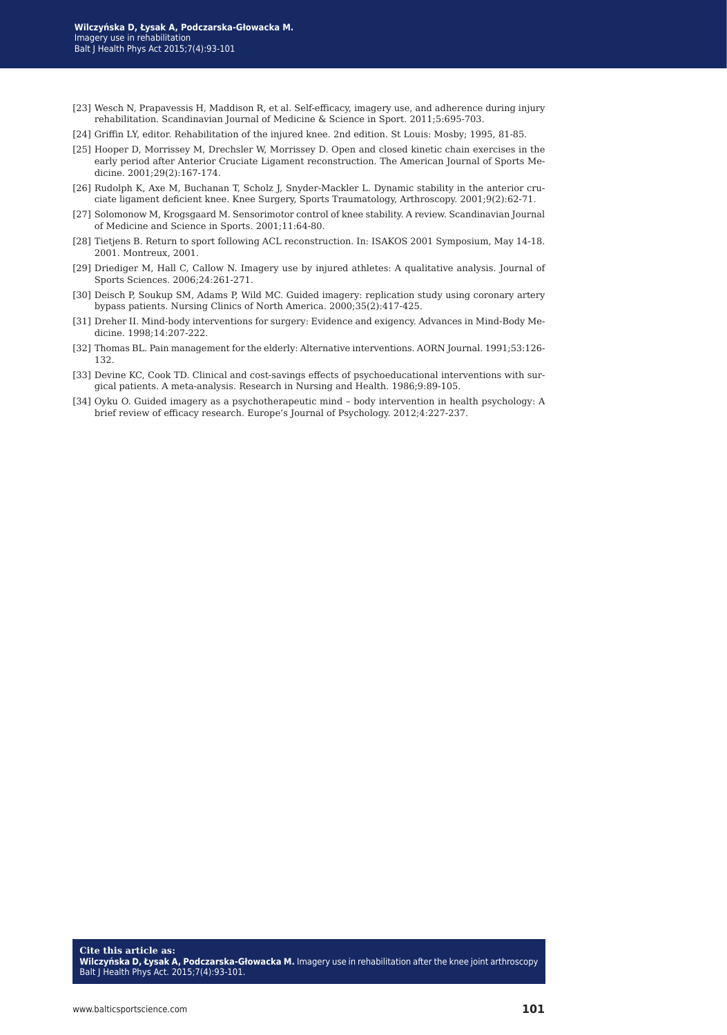[23] Wesch N, Prapavessis H, Maddison R, et al. Self-efficacy, imagery use, and adherence during injury rehabilitation. Scandinavian Journal of Medicine & Science in Sport. 2011;5:695-703.

[24] Griffin LY, editor. Rehabilitation of the injured knee. 2nd edition. St Louis: Mosby; 1995, 81-85.

[25] Hooper D, Morrissey M, Drechsler W, Morrissey D. Open and closed kinetic chain exercises in the early period after Anterior Cruciate Ligament reconstruction. The American Journal of Sports Medicine. 2001;29(2):167-174.

[26] Rudolph K, Axe M, Buchanan T, Scholz J, Snyder-Mackler L. Dynamic stability in the anterior cruciate ligament deficient knee. Knee Surgery, Sports Traumatology, Arthroscopy. 2001;9(2):62-71.

[27] Solomonow M, Krogsgaard M. Sensorimotor control of knee stability. A review. Scandinavian Journal of Medicine and Science in Sports. 2001;11:64-80.

[28] Tietjens B. Return to sport following ACL reconstruction. In: ISAKOS 2001 Symposium, May 14-18. 2001. Montreux, 2001.

[29] Driediger M, Hall C, Callow N. Imagery use by injured athletes: A qualitative analysis. Journal of Sports Sciences. 2006;24:261-271.

[30] Deisch P, Soukup SM, Adams P, Wild MC. Guided imagery: replication study using coronary artery bypass patients. Nursing Clinics of North America. 2000;35(2):417-425.

[31] Dreher II. Mind-body interventions for surgery: Evidence and exigency. Advances in Mind-Body Medicine. 1998;14:207-222.

[32] Thomas BL. Pain management for the elderly: Alternative interventions. AORN Journal. 1991;53:126-132.

[33] Devine KC, Cook TD. Clinical and cost-savings effects of psychoeducational interventions with surgical patients. A meta-analysis. Research in Nursing and Health. 1986;9:89-105.

[34] Oyku O. Guided imagery as a psychotherapeutic mind – body intervention in health psychology: A brief review of efficacy research. Europe's Journal of Psychology. 2012;4:227-237.

**Cite this article as:**
**Wilczyńska D, Łysak A, Podczarska-Głowacka M.** Imagery use in rehabilitation after the knee joint arthroscopy
Balt J Health Phys Act. 2015;7(4):93-101.